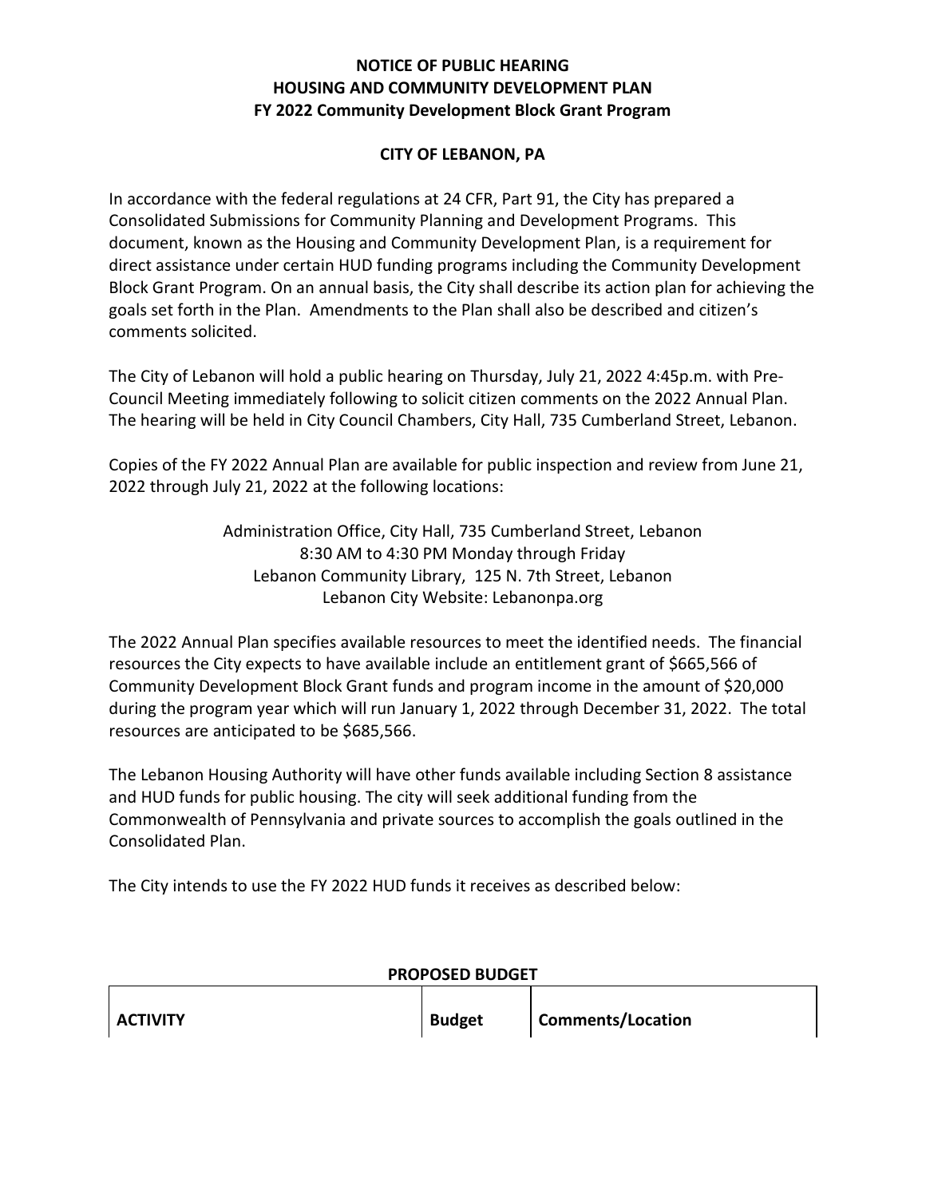**NOTICE OF PUBLIC HEARING**
**HOUSING AND COMMUNITY DEVELOPMENT PLAN**
**FY 2022 Community Development Block Grant Program**

**CITY OF LEBANON, PA**

In accordance with the federal regulations at 24 CFR, Part 91, the City has prepared a Consolidated Submissions for Community Planning and Development Programs. This document, known as the Housing and Community Development Plan, is a requirement for direct assistance under certain HUD funding programs including the Community Development Block Grant Program. On an annual basis, the City shall describe its action plan for achieving the goals set forth in the Plan. Amendments to the Plan shall also be described and citizen's comments solicited.

The City of Lebanon will hold a public hearing on Thursday, July 21, 2022 4:45p.m. with Pre-Council Meeting immediately following to solicit citizen comments on the 2022 Annual Plan. The hearing will be held in City Council Chambers, City Hall, 735 Cumberland Street, Lebanon.

Copies of the FY 2022 Annual Plan are available for public inspection and review from June 21, 2022 through July 21, 2022 at the following locations:

Administration Office, City Hall, 735 Cumberland Street, Lebanon
8:30 AM to 4:30 PM Monday through Friday
Lebanon Community Library, 125 N. 7th Street, Lebanon
Lebanon City Website: Lebanonpa.org

The 2022 Annual Plan specifies available resources to meet the identified needs. The financial resources the City expects to have available include an entitlement grant of $665,566 of Community Development Block Grant funds and program income in the amount of $20,000 during the program year which will run January 1, 2022 through December 31, 2022. The total resources are anticipated to be $685,566.

The Lebanon Housing Authority will have other funds available including Section 8 assistance and HUD funds for public housing. The city will seek additional funding from the Commonwealth of Pennsylvania and private sources to accomplish the goals outlined in the Consolidated Plan.

The City intends to use the FY 2022 HUD funds it receives as described below:

**PROPOSED BUDGET**

| **ACTIVITY** | **Budget** | **Comments/Location** |
|---|---|---|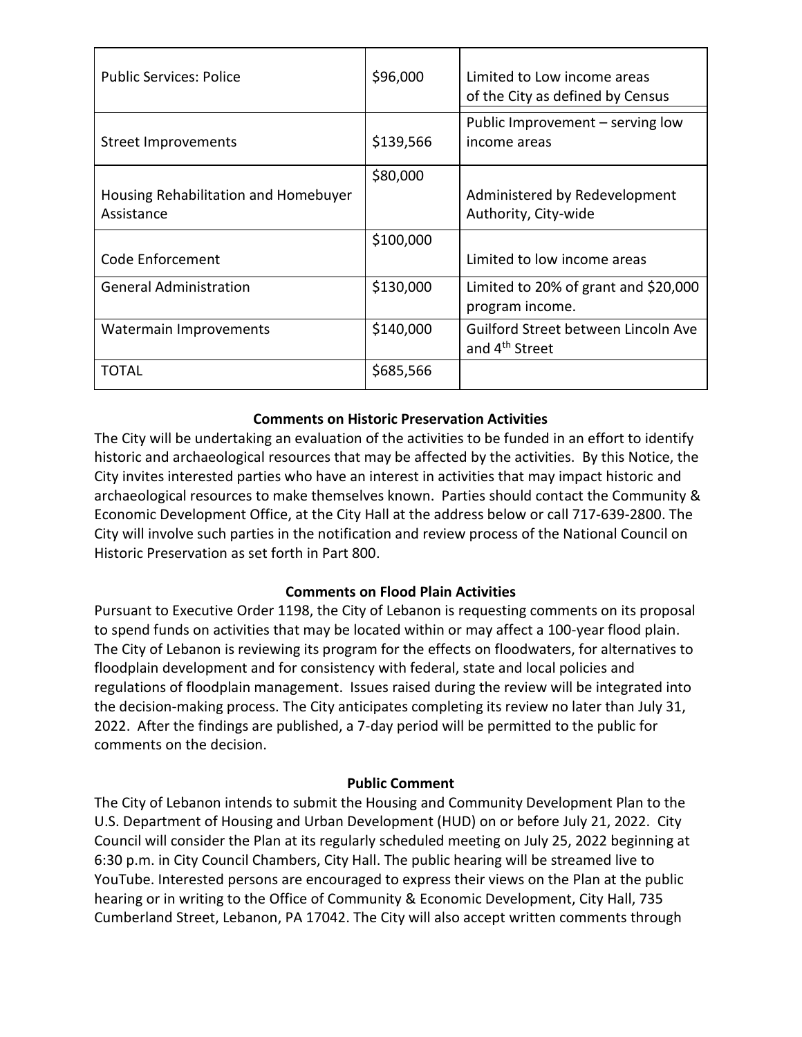| Public Services: Police | $96,000 | Limited to Low income areas of the City as defined by Census |
| --- | --- | --- |
| Street Improvements | $139,566 | Public Improvement – serving low income areas |
| Housing Rehabilitation and Homebuyer Assistance | $80,000 | Administered by Redevelopment Authority, City-wide |
| Code Enforcement | $100,000 | Limited to low income areas |
| General Administration | $130,000 | Limited to 20% of grant and $20,000 program income. |
| Watermain Improvements | $140,000 | Guilford Street between Lincoln Ave and 4th Street |
| TOTAL | $685,566 | |

**Comments on Historic Preservation Activities**

The City will be undertaking an evaluation of the activities to be funded in an effort to identify historic and archaeological resources that may be affected by the activities. By this Notice, the City invites interested parties who have an interest in activities that may impact historic and archaeological resources to make themselves known. Parties should contact the Community & Economic Development Office, at the City Hall at the address below or call 717-639-2800. The City will involve such parties in the notification and review process of the National Council on Historic Preservation as set forth in Part 800.

**Comments on Flood Plain Activities**

Pursuant to Executive Order 1198, the City of Lebanon is requesting comments on its proposal to spend funds on activities that may be located within or may affect a 100-year flood plain. The City of Lebanon is reviewing its program for the effects on floodwaters, for alternatives to floodplain development and for consistency with federal, state and local policies and regulations of floodplain management. Issues raised during the review will be integrated into the decision-making process. The City anticipates completing its review no later than July 31, 2022. After the findings are published, a 7-day period will be permitted to the public for comments on the decision.

**Public Comment**

The City of Lebanon intends to submit the Housing and Community Development Plan to the U.S. Department of Housing and Urban Development (HUD) on or before July 21, 2022. City Council will consider the Plan at its regularly scheduled meeting on July 25, 2022 beginning at 6:30 p.m. in City Council Chambers, City Hall. The public hearing will be streamed live to YouTube. Interested persons are encouraged to express their views on the Plan at the public hearing or in writing to the Office of Community & Economic Development, City Hall, 735 Cumberland Street, Lebanon, PA 17042. The City will also accept written comments through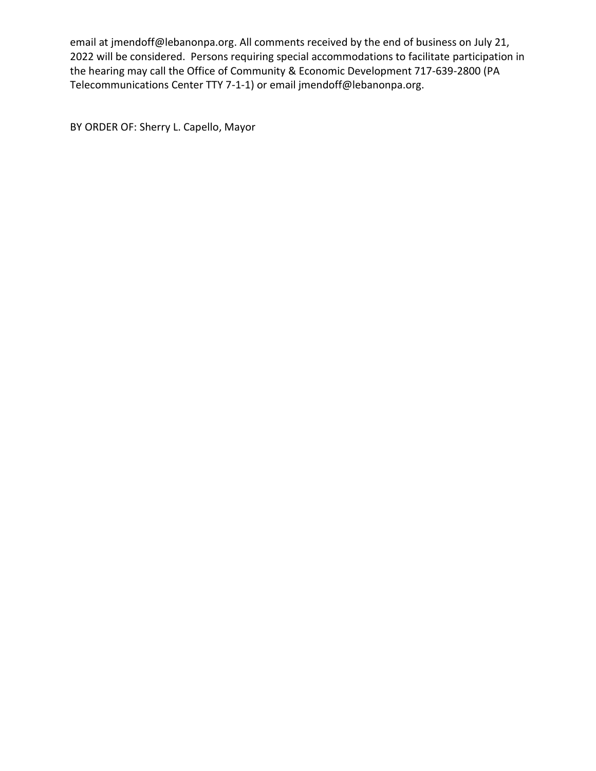email at jmendoff@lebanonpa.org. All comments received by the end of business on July 21, 2022 will be considered. Persons requiring special accommodations to facilitate participation in the hearing may call the Office of Community & Economic Development 717-639-2800 (PA Telecommunications Center TTY 7-1-1) or email jmendoff@lebanonpa.org.

BY ORDER OF: Sherry L. Capello, Mayor